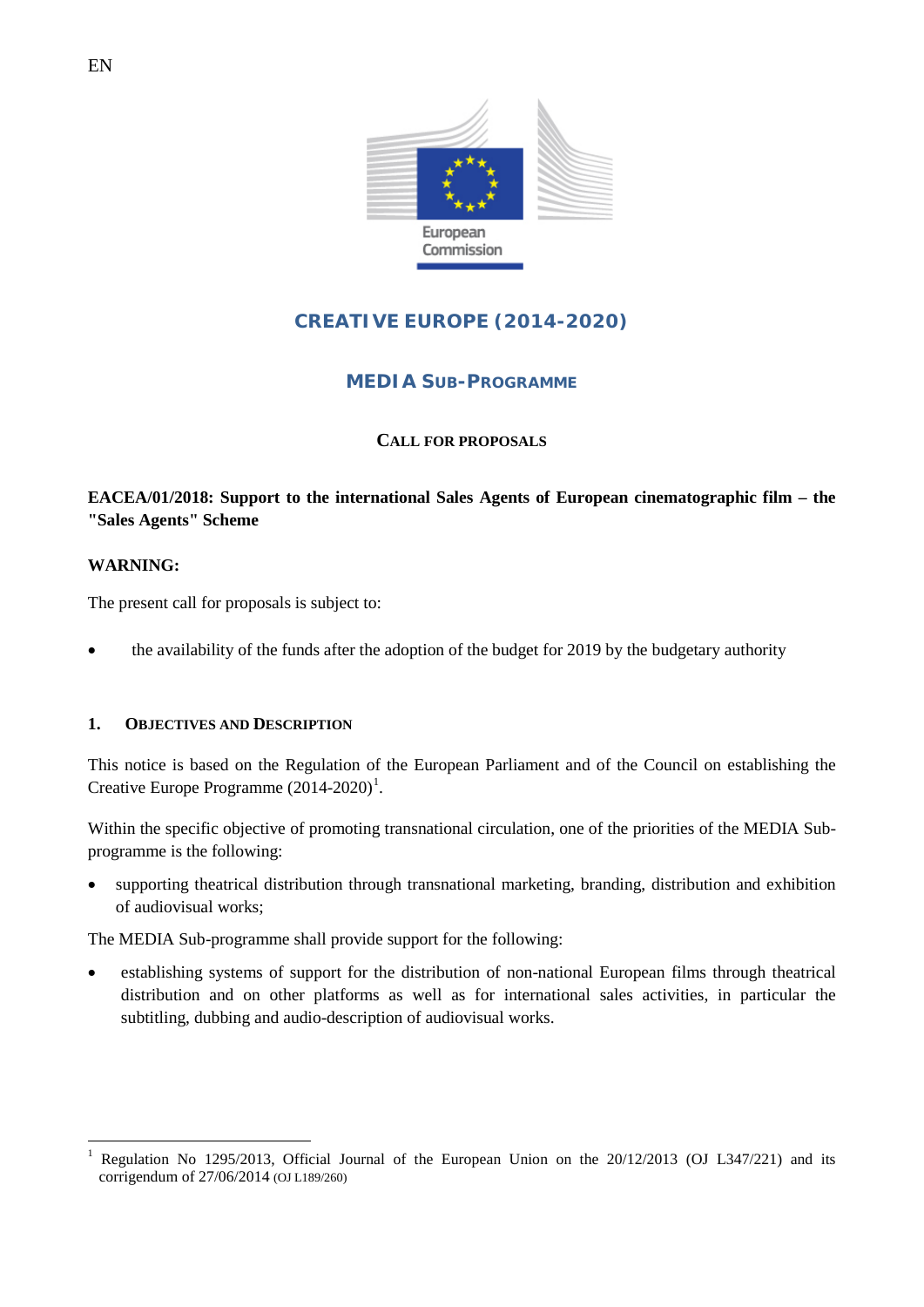EN

European Commission

# CREATIVE EUROPE (2014-2020)

## MEDIA SUB-PROGRAMME

### CALL FOR PROPOSALS

**EACEA/01/2018: Support to the international Sales Agents of European cinematographic film – the "Sales Agents" Scheme**

**WARNING:**

The present call for proposals is subject to:

- the availability of the funds after the adoption of the budget for 2019 by the budgetary authority

## 1. OBJECTIVES AND DESCRIPTION

This notice is based on the Regulation of the European Parliament and of the Council on establishing the Creative Europe Programme (2014-2020)[1].

Within the specific objective of promoting transnational circulation, one of the priorities of the MEDIA Sub-programme is the following:

- supporting theatrical distribution through transnational marketing, branding, distribution and exhibition of audiovisual works;

The MEDIA Sub-programme shall provide support for the following:

- establishing systems of support for the distribution of non-national European films through theatrical distribution and on other platforms as well as for international sales activities, in particular the subtitling, dubbing and audio-description of audiovisual works.

---

[1] Regulation No 1295/2013, Official Journal of the European Union on the 20/12/2013 (OJ L347/221) and its corrigendum of 27/06/2014 (OJ L189/260)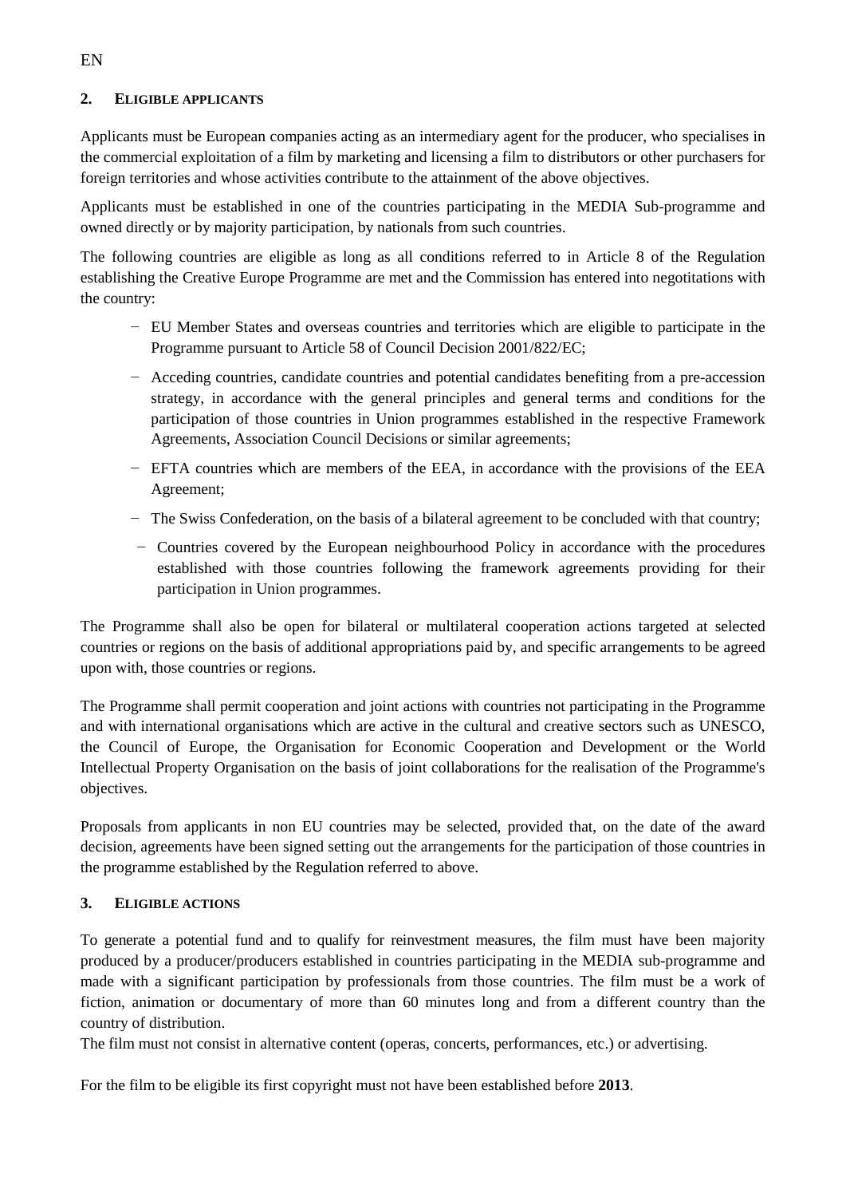## 2. ELIGIBLE APPLICANTS

Applicants must be European companies acting as an intermediary agent for the producer, who specialises in the commercial exploitation of a film by marketing and licensing a film to distributors or other purchasers for foreign territories and whose activities contribute to the attainment of the above objectives.

Applicants must be established in one of the countries participating in the MEDIA Sub-programme and owned directly or by majority participation, by nationals from such countries.

The following countries are eligible as long as all conditions referred to in Article 8 of the Regulation establishing the Creative Europe Programme are met and the Commission has entered into negotitations with the country:

- EU Member States and overseas countries and territories which are eligible to participate in the Programme pursuant to Article 58 of Council Decision 2001/822/EC;
- Acceding countries, candidate countries and potential candidates benefiting from a pre-accession strategy, in accordance with the general principles and general terms and conditions for the participation of those countries in Union programmes established in the respective Framework Agreements, Association Council Decisions or similar agreements;
- EFTA countries which are members of the EEA, in accordance with the provisions of the EEA Agreement;
- The Swiss Confederation, on the basis of a bilateral agreement to be concluded with that country;
- Countries covered by the European neighbourhood Policy in accordance with the procedures established with those countries following the framework agreements providing for their participation in Union programmes.

The Programme shall also be open for bilateral or multilateral cooperation actions targeted at selected countries or regions on the basis of additional appropriations paid by, and specific arrangements to be agreed upon with, those countries or regions.

The Programme shall permit cooperation and joint actions with countries not participating in the Programme and with international organisations which are active in the cultural and creative sectors such as UNESCO, the Council of Europe, the Organisation for Economic Cooperation and Development or the World Intellectual Property Organisation on the basis of joint collaborations for the realisation of the Programme's objectives.

Proposals from applicants in non EU countries may be selected, provided that, on the date of the award decision, agreements have been signed setting out the arrangements for the participation of those countries in the programme established by the Regulation referred to above.

## 3. ELIGIBLE ACTIONS

To generate a potential fund and to qualify for reinvestment measures, the film must have been majority produced by a producer/producers established in countries participating in the MEDIA sub-programme and made with a significant participation by professionals from those countries. The film must be a work of fiction, animation or documentary of more than 60 minutes long and from a different country than the country of distribution.

The film must not consist in alternative content (operas, concerts, performances, etc.) or advertising.

For the film to be eligible its first copyright must not have been established before **2013**.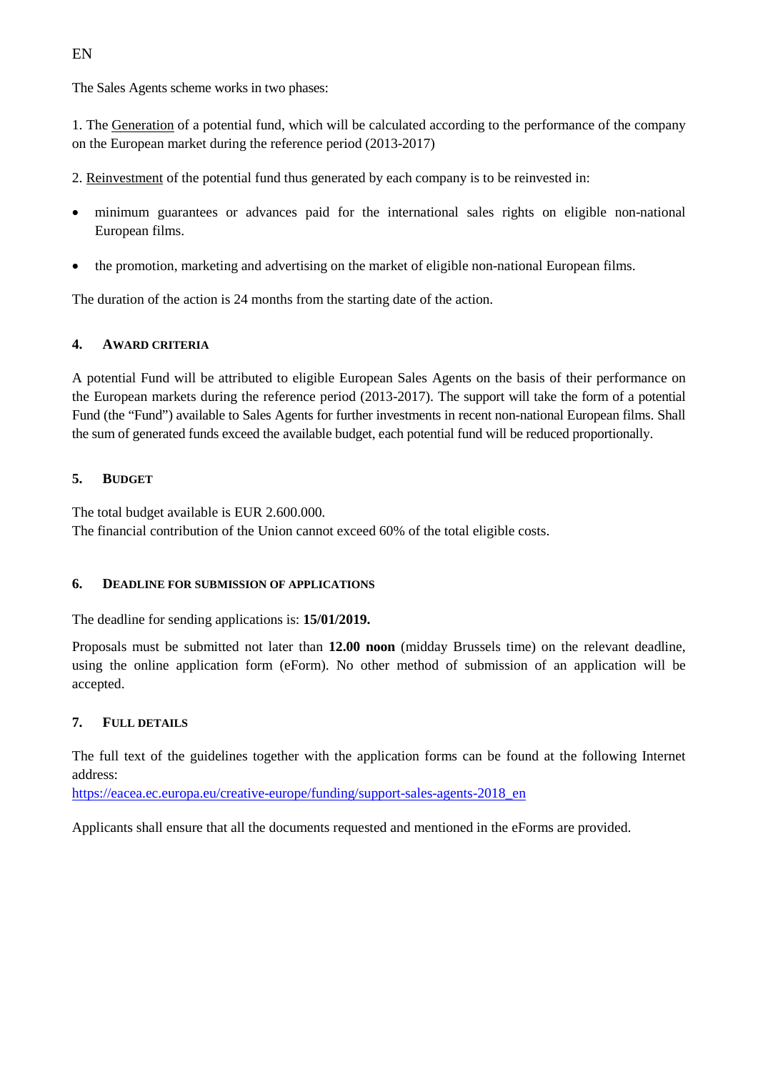The Sales Agents scheme works in two phases:

1. The Generation of a potential fund, which will be calculated according to the performance of the company on the European market during the reference period (2013-2017)

2. Reinvestment of the potential fund thus generated by each company is to be reinvested in:

- minimum guarantees or advances paid for the international sales rights on eligible non-national European films.
- the promotion, marketing and advertising on the market of eligible non-national European films.

The duration of the action is 24 months from the starting date of the action.

## 4. Award criteria

A potential Fund will be attributed to eligible European Sales Agents on the basis of their performance on the European markets during the reference period (2013-2017). The support will take the form of a potential Fund (the "Fund") available to Sales Agents for further investments in recent non-national European films. Shall the sum of generated funds exceed the available budget, each potential fund will be reduced proportionally.

## 5. Budget

The total budget available is EUR 2.600.000.
The financial contribution of the Union cannot exceed 60% of the total eligible costs.

## 6. Deadline for submission of applications

The deadline for sending applications is: **15/01/2019.**

Proposals must be submitted not later than **12.00 noon** (midday Brussels time) on the relevant deadline, using the online application form (eForm). No other method of submission of an application will be accepted.

## 7. Full details

The full text of the guidelines together with the application forms can be found at the following Internet address:
https://eacea.ec.europa.eu/creative-europe/funding/support-sales-agents-2018_en

Applicants shall ensure that all the documents requested and mentioned in the eForms are provided.